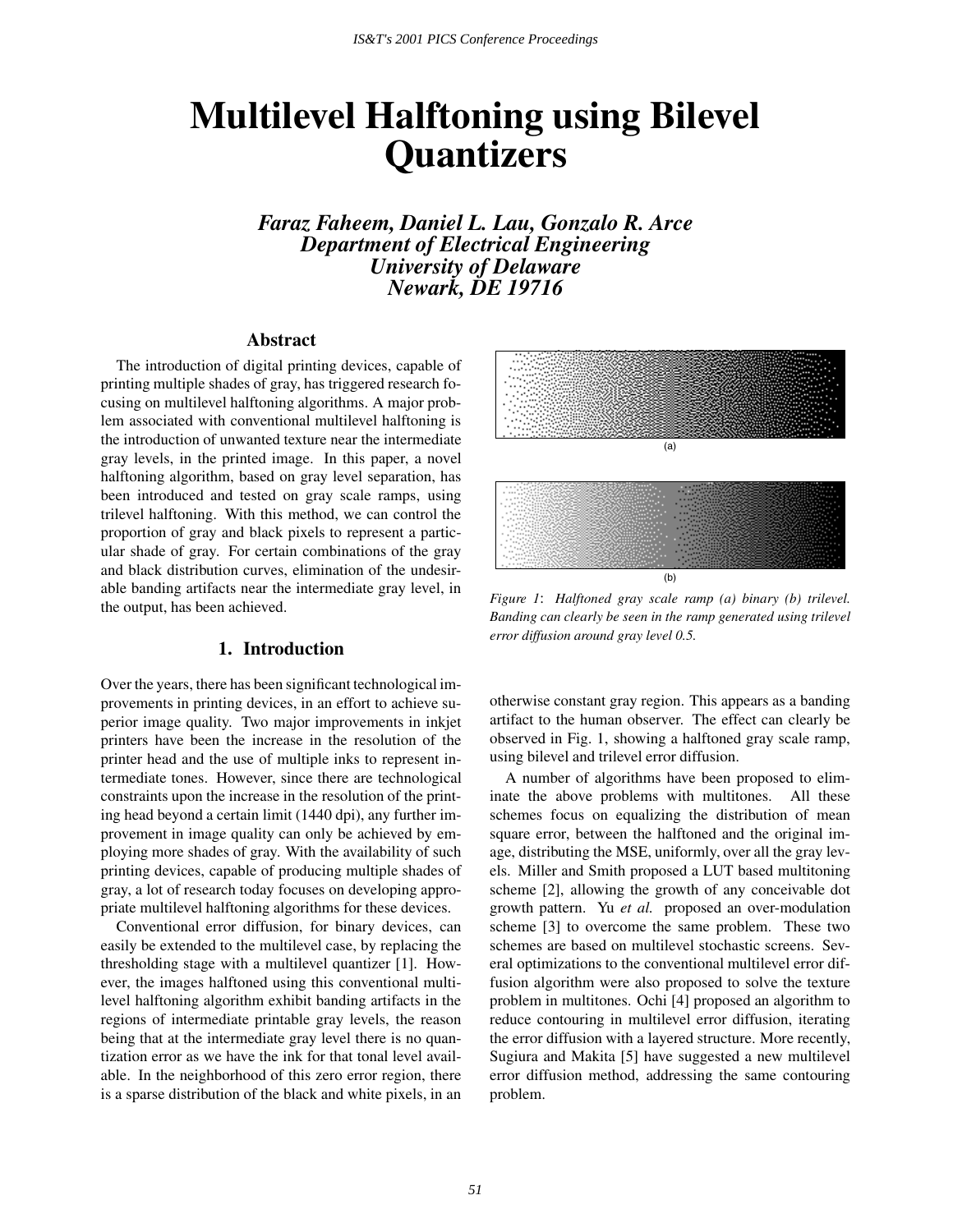# Multilevel Halftoning using Bilevel Quantizers

***Faraz Faheem, Daniel L. Lau, Gonzalo R. Arce***
***Department of Electrical Engineering***
***University of Delaware***
***Newark, DE 19716***

## Abstract

The introduction of digital printing devices, capable of printing multiple shades of gray, has triggered research focusing on multilevel halftoning algorithms. A major problem associated with conventional multilevel halftoning is the introduction of unwanted texture near the intermediate gray levels, in the printed image. In this paper, a novel halftoning algorithm, based on gray level separation, has been introduced and tested on gray scale ramps, using trilevel halftoning. With this method, we can control the proportion of gray and black pixels to represent a particular shade of gray. For certain combinations of the gray and black distribution curves, elimination of the undesirable banding artifacts near the intermediate gray level, in the output, has been achieved.

*Figure 1: Halftoned gray scale ramp (a) binary (b) trilevel. Banding can clearly be seen in the ramp generated using trilevel error diffusion around gray level 0.5.*

## 1. Introduction

Over the years, there has been significant technological improvements in printing devices, in an effort to achieve superior image quality. Two major improvements in inkjet printers have been the increase in the resolution of the printer head and the use of multiple inks to represent intermediate tones. However, since there are technological constraints upon the increase in the resolution of the printing head beyond a certain limit (1440 dpi), any further improvement in image quality can only be achieved by employing more shades of gray. With the availability of such printing devices, capable of producing multiple shades of gray, a lot of research today focuses on developing appropriate multilevel halftoning algorithms for these devices.

Conventional error diffusion, for binary devices, can easily be extended to the multilevel case, by replacing the thresholding stage with a multilevel quantizer [1]. However, the images halftoned using this conventional multilevel halftoning algorithm exhibit banding artifacts in the regions of intermediate printable gray levels, the reason being that at the intermediate gray level there is no quantization error as we have the ink for that tonal level available. In the neighborhood of this zero error region, there is a sparse distribution of the black and white pixels, in an otherwise constant gray region. This appears as a banding artifact to the human observer. The effect can clearly be observed in Fig. 1, showing a halftoned gray scale ramp, using bilevel and trilevel error diffusion.

A number of algorithms have been proposed to eliminate the above problems with multitones. All these schemes focus on equalizing the distribution of mean square error, between the halftoned and the original image, distributing the MSE, uniformly, over all the gray levels. Miller and Smith proposed a LUT based multitoning scheme [2], allowing the growth of any conceivable dot growth pattern. Yu *et al.* proposed an over-modulation scheme [3] to overcome the same problem. These two schemes are based on multilevel stochastic screens. Several optimizations to the conventional multilevel error diffusion algorithm were also proposed to solve the texture problem in multitones. Ochi [4] proposed an algorithm to reduce contouring in multilevel error diffusion, iterating the error diffusion with a layered structure. More recently, Sugiura and Makita [5] have suggested a new multilevel error diffusion method, addressing the same contouring problem.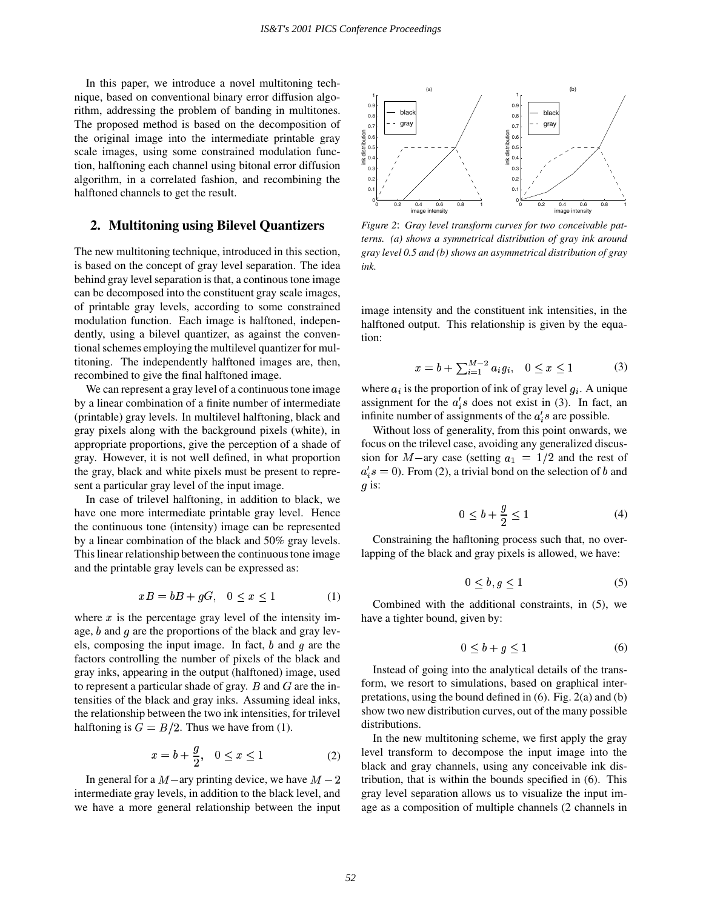In this paper, we introduce a novel multitoning technique, based on conventional binary error diffusion algorithm, addressing the problem of banding in multitones. The proposed method is based on the decomposition of the original image into the intermediate printable gray scale images, using some constrained modulation function, halftoning each channel using bitonal error diffusion algorithm, in a correlated fashion, and recombining the halftoned channels to get the result.

## 2. Multitoning using Bilevel Quantizers

The new multitoning technique, introduced in this section, is based on the concept of gray level separation. The idea behind gray level separation is that, a continous tone image can be decomposed into the constituent gray scale images, of printable gray levels, according to some constrained modulation function. Each image is halftoned, independently, using a bilevel quantizer, as against the conventional schemes employing the multilevel quantizer for multitoning. The independently halftoned images are, then, recombined to give the final halftoned image.

We can represent a gray level of a continuous tone image by a linear combination of a finite number of intermediate (printable) gray levels. In multilevel halftoning, black and gray pixels along with the background pixels (white), in appropriate proportions, give the perception of a shade of gray. However, it is not well defined, in what proportion the gray, black and white pixels must be present to represent a particular gray level of the input image.

In case of trilevel halftoning, in addition to black, we have one more intermediate printable gray level. Hence the continuous tone (intensity) image can be represented by a linear combination of the black and 50% gray levels. This linear relationship between the continuous tone image and the printable gray levels can be expressed as:

$$xB = bB + gG, \quad 0 \leq x \leq 1 \qquad (1)$$

where $x$ is the percentage gray level of the intensity image, $b$ and $g$ are the proportions of the black and gray levels, composing the input image. In fact, $b$ and $g$ are the factors controlling the number of pixels of the black and gray inks, appearing in the output (halftoned) image, used to represent a particular shade of gray. $B$ and $G$ are the intensities of the black and gray inks. Assuming ideal inks, the relationship between the two ink intensities, for trilevel halftoning is $G = B/2$. Thus we have from (1).

$$x = b + \frac{g}{2}, \quad 0 \leq x \leq 1 \qquad (2)$$

In general for a $M-$ary printing device, we have $M-2$ intermediate gray levels, in addition to the black level, and we have a more general relationship between the input image intensity and the constituent ink intensities, in the halftoned output. This relationship is given by the equation:

$$x = b + \textstyle\sum_{i=1}^{M-2} a_i g_i, \quad 0 \leq x \leq 1 \qquad (3)$$

where $a_i$ is the proportion of ink of gray level $g_i$. A unique assignment for the $a_i'$s does not exist in (3). In fact, an infinite number of assignments of the $a_i'$s are possible.

Figure 2: Gray level transform curves for two conceivable patterns. (a) shows a symmetrical distribution of gray ink around gray level 0.5 and (b) shows an asymmetrical distribution of gray ink.

Without loss of generality, from this point onwards, we focus on the trilevel case, avoiding any generalized discussion for $M-$ary case (setting $a_1 = 1/2$ and the rest of $a_i'$s = 0). From (2), a trivial bond on the selection of $b$ and $g$ is:

$$0 \leq b + \frac{g}{2} \leq 1 \qquad (4)$$

Constraining the hafltoning process such that, no overlapping of the black and gray pixels is allowed, we have:

$$0 \leq b, g \leq 1 \qquad (5)$$

Combined with the additional constraints, in (5), we have a tighter bound, given by:

$$0 \leq b + g \leq 1 \qquad (6)$$

Instead of going into the analytical details of the transform, we resort to simulations, based on graphical interpretations, using the bound defined in (6). Fig. 2(a) and (b) show two new distribution curves, out of the many possible distributions.

In the new multitoning scheme, we first apply the gray level transform to decompose the input image into the black and gray channels, using any conceivable ink distribution, that is within the bounds specified in (6). This gray level separation allows us to visualize the input image as a composition of multiple channels (2 channels in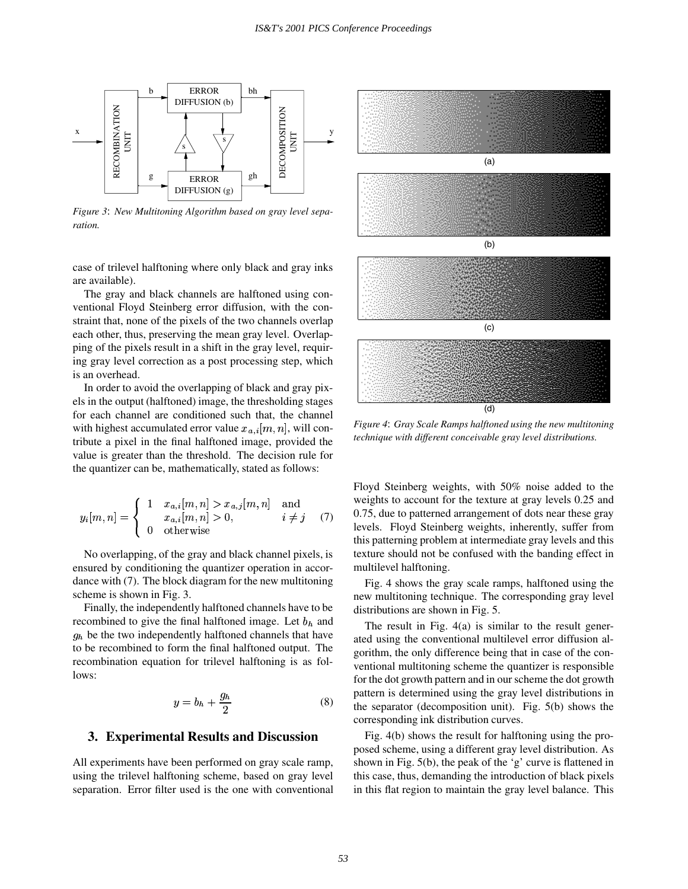*Figure 3*: *New Multitoning Algorithm based on gray level separation.*

case of trilevel halftoning where only black and gray inks are available).

The gray and black channels are halftoned using conventional Floyd Steinberg error diffusion, with the constraint that, none of the pixels of the two channels overlap each other, thus, preserving the mean gray level. Overlapping of the pixels result in a shift in the gray level, requiring gray level correction as a post processing step, which is an overhead.

In order to avoid the overlapping of black and gray pixels in the output (halftoned) image, the thresholding stages for each channel are conditioned such that, the channel with highest accumulated error value $x_{a,i}[m,n]$, will contribute a pixel in the final halftoned image, provided the value is greater than the threshold. The decision rule for the quantizer can be, mathematically, stated as follows:

$$y_i[m,n] = \begin{cases} 1 & x_{a,i}[m,n] > x_{a,j}[m,n] \quad \text{and} \\ & x_{a,i}[m,n] > 0, \qquad\qquad i \neq j \\ 0 & \text{otherwise} \end{cases} \tag{7}$$

No overlapping, of the gray and black channel pixels, is ensured by conditioning the quantizer operation in accordance with (7). The block diagram for the new multitoning scheme is shown in Fig. 3.

Finally, the independently halftoned channels have to be recombined to give the final halftoned image. Let $b_h$ and $g_h$ be the two independently halftoned channels that have to be recombined to form the final halftoned output. The recombination equation for trilevel halftoning is as follows:

$$y = b_h + \frac{g_h}{2} \tag{8}$$

## 3. Experimental Results and Discussion

All experiments have been performed on gray scale ramp, using the trilevel halftoning scheme, based on gray level separation. Error filter used is the one with conventional Floyd Steinberg weights, with 50% noise added to the weights to account for the texture at gray levels 0.25 and 0.75, due to patterned arrangement of dots near these gray levels. Floyd Steinberg weights, inherently, suffer from this patterning problem at intermediate gray levels and this texture should not be confused with the banding effect in multilevel halftoning.

*Figure 4*: *Gray Scale Ramps halftoned using the new multitoning technique with different conceivable gray level distributions.*

Fig. 4 shows the gray scale ramps, halftoned using the new multitoning technique. The corresponding gray level distributions are shown in Fig. 5.

The result in Fig. 4(a) is similar to the result generated using the conventional multilevel error diffusion algorithm, the only difference being that in case of the conventional multitoning scheme the quantizer is responsible for the dot growth pattern and in our scheme the dot growth pattern is determined using the gray level distributions in the separator (decomposition unit). Fig. 5(b) shows the corresponding ink distribution curves.

Fig. 4(b) shows the result for halftoning using the proposed scheme, using a different gray level distribution. As shown in Fig. 5(b), the peak of the 'g' curve is flattened in this case, thus, demanding the introduction of black pixels in this flat region to maintain the gray level balance. This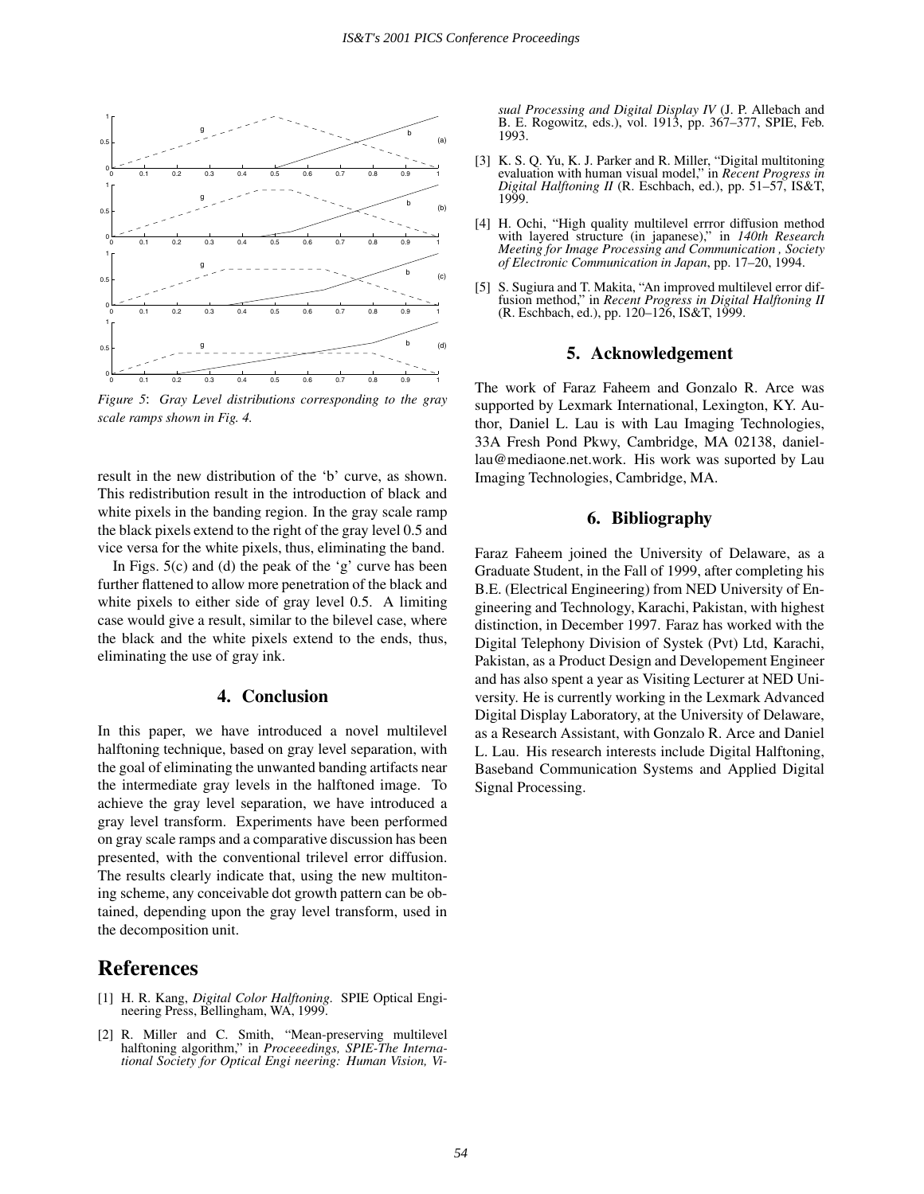1
0.5
0
0 0.1 0.2 0.3 0.4 0.5 0.6 0.7 0.8 0.9 1
g
b
(a)

1
0.5
0
0 0.1 0.2 0.3 0.4 0.5 0.6 0.7 0.8 0.9 1
g
b
(b)

1
0.5
0
0 0.1 0.2 0.3 0.4 0.5 0.6 0.7 0.8 0.9 1
g
b
(c)

1
0.5
0
0 0.1 0.2 0.3 0.4 0.5 0.6 0.7 0.8 0.9 1
g
b
(d)

*Figure 5: Gray Level distributions corresponding to the gray scale ramps shown in Fig. 4.*

result in the new distribution of the 'b' curve, as shown. This redistribution result in the introduction of black and white pixels in the banding region. In the gray scale ramp the black pixels extend to the right of the gray level 0.5 and vice versa for the white pixels, thus, eliminating the band.

In Figs. 5(c) and (d) the peak of the 'g' curve has been further flattened to allow more penetration of the black and white pixels to either side of gray level 0.5. A limiting case would give a result, similar to the bilevel case, where the black and the white pixels extend to the ends, thus, eliminating the use of gray ink.

## 4. Conclusion

In this paper, we have introduced a novel multilevel halftoning technique, based on gray level separation, with the goal of eliminating the unwanted banding artifacts near the intermediate gray levels in the halftoned image. To achieve the gray level separation, we have introduced a gray level transform. Experiments have been performed on gray scale ramps and a comparative discussion has been presented, with the conventional trilevel error diffusion. The results clearly indicate that, using the new multitoning scheme, any conceivable dot growth pattern can be obtained, depending upon the gray level transform, used in the decomposition unit.

# References

[1] H. R. Kang, *Digital Color Halftoning.* SPIE Optical Engineering Press, Bellingham, WA, 1999.

[2] R. Miller and C. Smith, "Mean-preserving multilevel halftoning algorithm," in *Proceeedings, SPIE-The International Society for Optical Engi neering: Human Vision, Visual Processing and Digital Display IV* (J. P. Allebach and B. E. Rogowitz, eds.), vol. 1913, pp. 367–377, SPIE, Feb. 1993.

[3] K. S. Q. Yu, K. J. Parker and R. Miller, "Digital multitoning evaluation with human visual model," in *Recent Progress in Digital Halftoning II* (R. Eschbach, ed.), pp. 51–57, IS&T, 1999.

[4] H. Ochi, "High quality multilevel errror diffusion method with layered structure (in japanese)," in *140th Research Meeting for Image Processing and Communication , Society of Electronic Communication in Japan*, pp. 17–20, 1994.

[5] S. Sugiura and T. Makita, "An improved multilevel error diffusion method," in *Recent Progress in Digital Halftoning II* (R. Eschbach, ed.), pp. 120–126, IS&T, 1999.

## 5. Acknowledgement

The work of Faraz Faheem and Gonzalo R. Arce was supported by Lexmark International, Lexington, KY. Author, Daniel L. Lau is with Lau Imaging Technologies, 33A Fresh Pond Pkwy, Cambridge, MA 02138, daniellau@mediaone.net.work. His work was suported by Lau Imaging Technologies, Cambridge, MA.

## 6. Bibliography

Faraz Faheem joined the University of Delaware, as a Graduate Student, in the Fall of 1999, after completing his B.E. (Electrical Engineering) from NED University of Engineering and Technology, Karachi, Pakistan, with highest distinction, in December 1997. Faraz has worked with the Digital Telephony Division of Systek (Pvt) Ltd, Karachi, Pakistan, as a Product Design and Developement Engineer and has also spent a year as Visiting Lecturer at NED University. He is currently working in the Lexmark Advanced Digital Display Laboratory, at the University of Delaware, as a Research Assistant, with Gonzalo R. Arce and Daniel L. Lau. His research interests include Digital Halftoning, Baseband Communication Systems and Applied Digital Signal Processing.